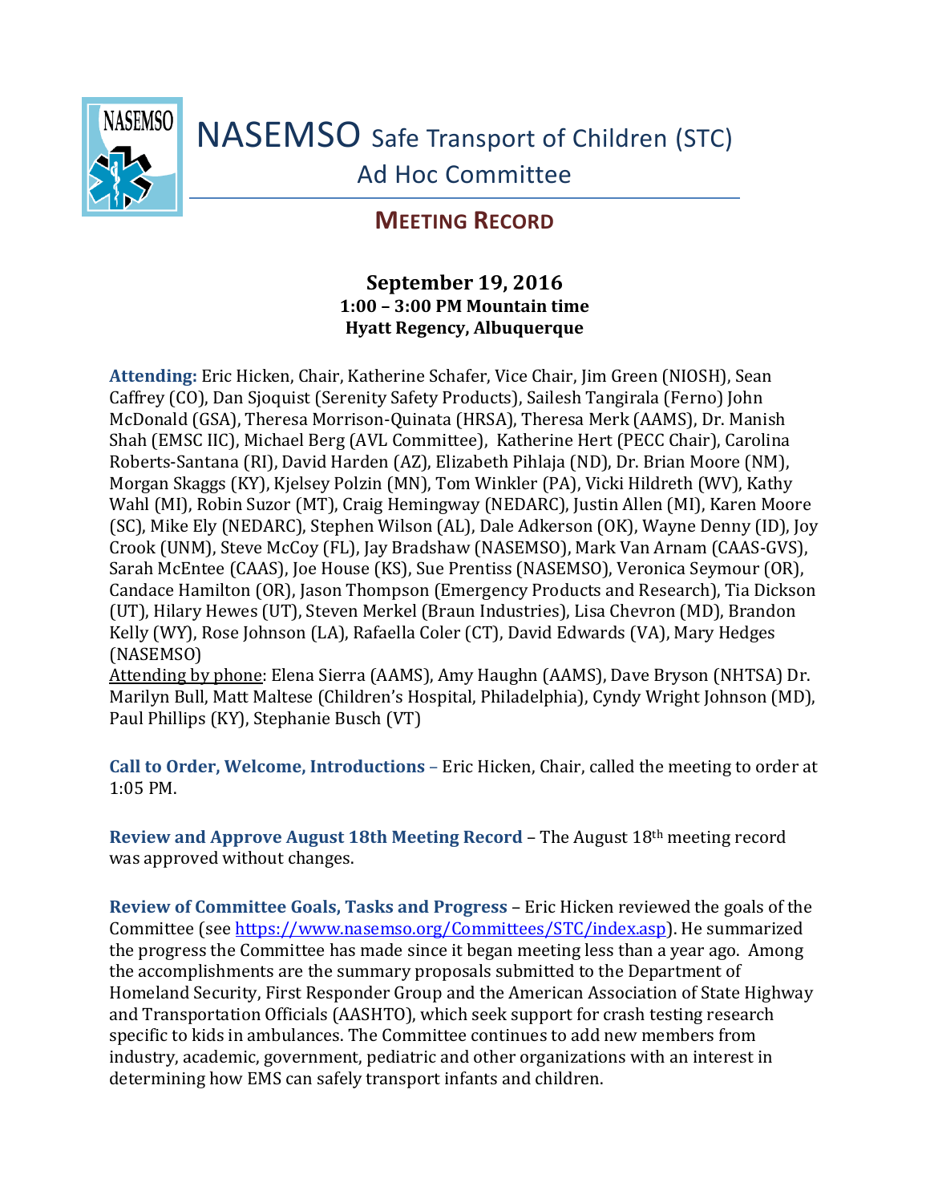# NASEMSO Safe Transport of Children (STC) Ad Hoc Committee

## MEETING RECORD

**September 19, 2016**
**1:00 – 3:00 PM Mountain time**
**Hyatt Regency, Albuquerque**

**Attending:** Eric Hicken, Chair, Katherine Schafer, Vice Chair, Jim Green (NIOSH), Sean Caffrey (CO), Dan Sjoquist (Serenity Safety Products), Sailesh Tangirala (Ferno) John McDonald (GSA), Theresa Morrison-Quinata (HRSA), Theresa Merk (AAMS), Dr. Manish Shah (EMSC IIC), Michael Berg (AVL Committee), Katherine Hert (PECC Chair), Carolina Roberts-Santana (RI), David Harden (AZ), Elizabeth Pihlaja (ND), Dr. Brian Moore (NM), Morgan Skaggs (KY), Kjelsey Polzin (MN), Tom Winkler (PA), Vicki Hildreth (WV), Kathy Wahl (MI), Robin Suzor (MT), Craig Hemingway (NEDARC), Justin Allen (MI), Karen Moore (SC), Mike Ely (NEDARC), Stephen Wilson (AL), Dale Adkerson (OK), Wayne Denny (ID), Joy Crook (UNM), Steve McCoy (FL), Jay Bradshaw (NASEMSO), Mark Van Arnam (CAAS-GVS), Sarah McEntee (CAAS), Joe House (KS), Sue Prentiss (NASEMSO), Veronica Seymour (OR), Candace Hamilton (OR), Jason Thompson (Emergency Products and Research), Tia Dickson (UT), Hilary Hewes (UT), Steven Merkel (Braun Industries), Lisa Chevron (MD), Brandon Kelly (WY), Rose Johnson (LA), Rafaella Coler (CT), David Edwards (VA), Mary Hedges (NASEMSO)
Attending by phone: Elena Sierra (AAMS), Amy Haughn (AAMS), Dave Bryson (NHTSA) Dr. Marilyn Bull, Matt Maltese (Children's Hospital, Philadelphia), Cyndy Wright Johnson (MD), Paul Phillips (KY), Stephanie Busch (VT)

**Call to Order, Welcome, Introductions** – Eric Hicken, Chair, called the meeting to order at 1:05 PM.

**Review and Approve August 18th Meeting Record** – The August 18th meeting record was approved without changes.

**Review of Committee Goals, Tasks and Progress** – Eric Hicken reviewed the goals of the Committee (see https://www.nasemso.org/Committees/STC/index.asp). He summarized the progress the Committee has made since it began meeting less than a year ago. Among the accomplishments are the summary proposals submitted to the Department of Homeland Security, First Responder Group and the American Association of State Highway and Transportation Officials (AASHTO), which seek support for crash testing research specific to kids in ambulances. The Committee continues to add new members from industry, academic, government, pediatric and other organizations with an interest in determining how EMS can safely transport infants and children.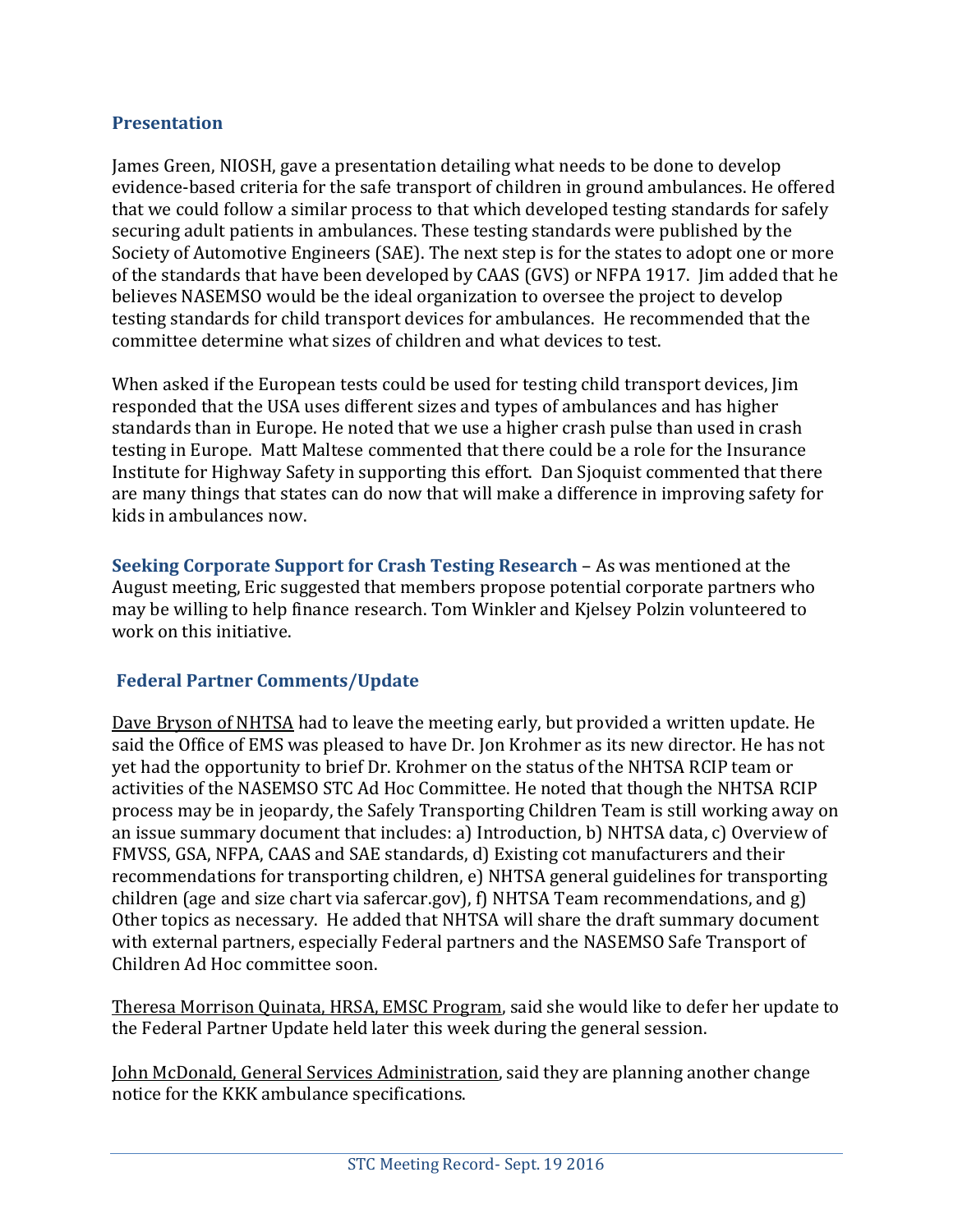## Presentation

James Green, NIOSH, gave a presentation detailing what needs to be done to develop evidence-based criteria for the safe transport of children in ground ambulances. He offered that we could follow a similar process to that which developed testing standards for safely securing adult patients in ambulances. These testing standards were published by the Society of Automotive Engineers (SAE). The next step is for the states to adopt one or more of the standards that have been developed by CAAS (GVS) or NFPA 1917. Jim added that he believes NASEMSO would be the ideal organization to oversee the project to develop testing standards for child transport devices for ambulances. He recommended that the committee determine what sizes of children and what devices to test.

When asked if the European tests could be used for testing child transport devices, Jim responded that the USA uses different sizes and types of ambulances and has higher standards than in Europe. He noted that we use a higher crash pulse than used in crash testing in Europe. Matt Maltese commented that there could be a role for the Insurance Institute for Highway Safety in supporting this effort. Dan Sjoquist commented that there are many things that states can do now that will make a difference in improving safety for kids in ambulances now.

**Seeking Corporate Support for Crash Testing Research** – As was mentioned at the August meeting, Eric suggested that members propose potential corporate partners who may be willing to help finance research. Tom Winkler and Kjelsey Polzin volunteered to work on this initiative.

## Federal Partner Comments/Update

Dave Bryson of NHTSA had to leave the meeting early, but provided a written update. He said the Office of EMS was pleased to have Dr. Jon Krohmer as its new director. He has not yet had the opportunity to brief Dr. Krohmer on the status of the NHTSA RCIP team or activities of the NASEMSO STC Ad Hoc Committee. He noted that though the NHTSA RCIP process may be in jeopardy, the Safely Transporting Children Team is still working away on an issue summary document that includes: a) Introduction, b) NHTSA data, c) Overview of FMVSS, GSA, NFPA, CAAS and SAE standards, d) Existing cot manufacturers and their recommendations for transporting children, e) NHTSA general guidelines for transporting children (age and size chart via safercar.gov), f) NHTSA Team recommendations, and g) Other topics as necessary. He added that NHTSA will share the draft summary document with external partners, especially Federal partners and the NASEMSO Safe Transport of Children Ad Hoc committee soon.

Theresa Morrison Quinata, HRSA, EMSC Program, said she would like to defer her update to the Federal Partner Update held later this week during the general session.

John McDonald, General Services Administration, said they are planning another change notice for the KKK ambulance specifications.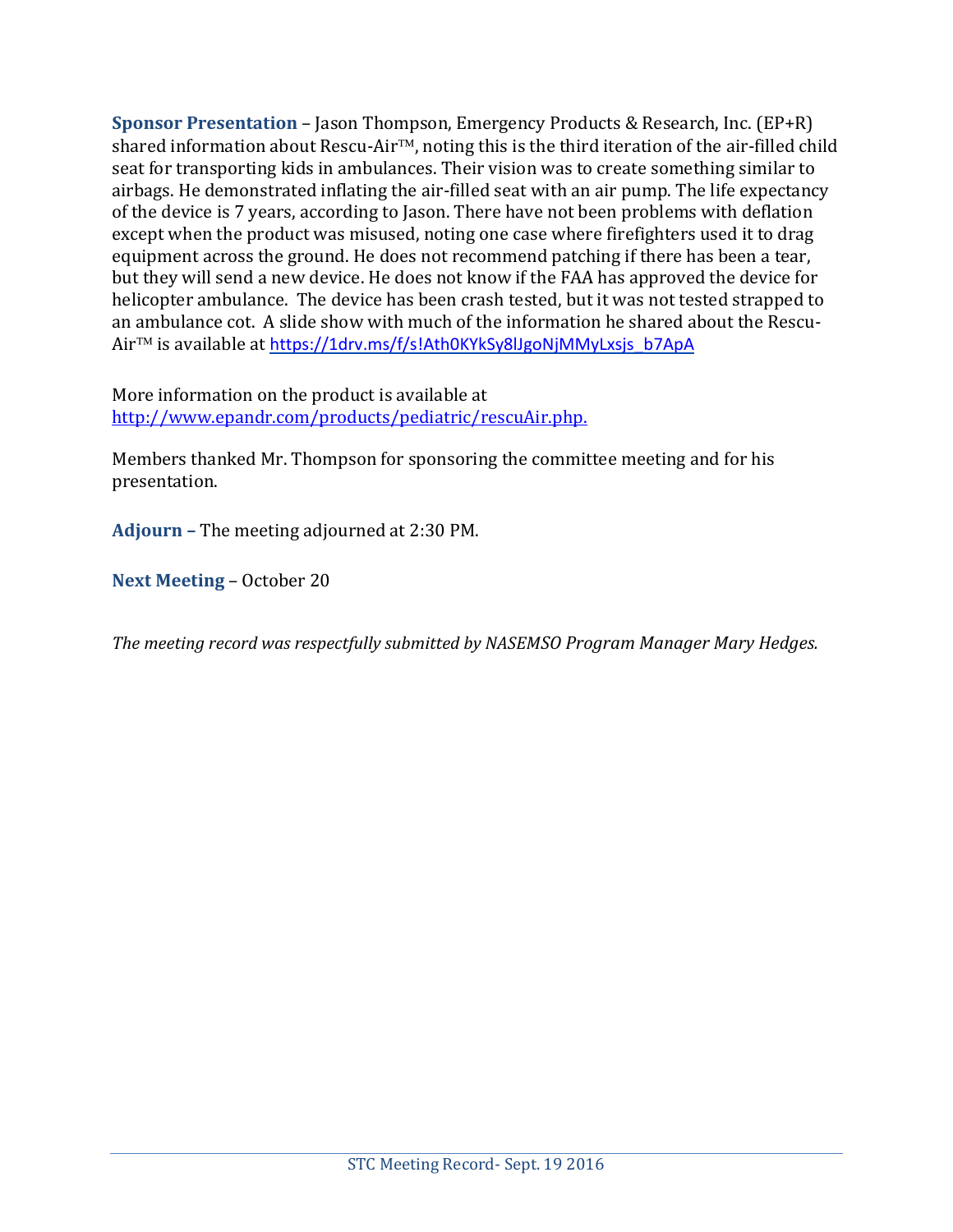**Sponsor Presentation** – Jason Thompson, Emergency Products & Research, Inc. (EP+R) shared information about Rescu-Air™, noting this is the third iteration of the air-filled child seat for transporting kids in ambulances. Their vision was to create something similar to airbags. He demonstrated inflating the air-filled seat with an air pump. The life expectancy of the device is 7 years, according to Jason. There have not been problems with deflation except when the product was misused, noting one case where firefighters used it to drag equipment across the ground. He does not recommend patching if there has been a tear, but they will send a new device. He does not know if the FAA has approved the device for helicopter ambulance. The device has been crash tested, but it was not tested strapped to an ambulance cot. A slide show with much of the information he shared about the Rescu-Air™ is available at https://1drv.ms/f/s!Ath0KYkSy8lJgoNjMMyLxsjs_b7ApA

More information on the product is available at http://www.epandr.com/products/pediatric/rescuAir.php.

Members thanked Mr. Thompson for sponsoring the committee meeting and for his presentation.

**Adjourn –** The meeting adjourned at 2:30 PM.

**Next Meeting** – October 20

*The meeting record was respectfully submitted by NASEMSO Program Manager Mary Hedges.*